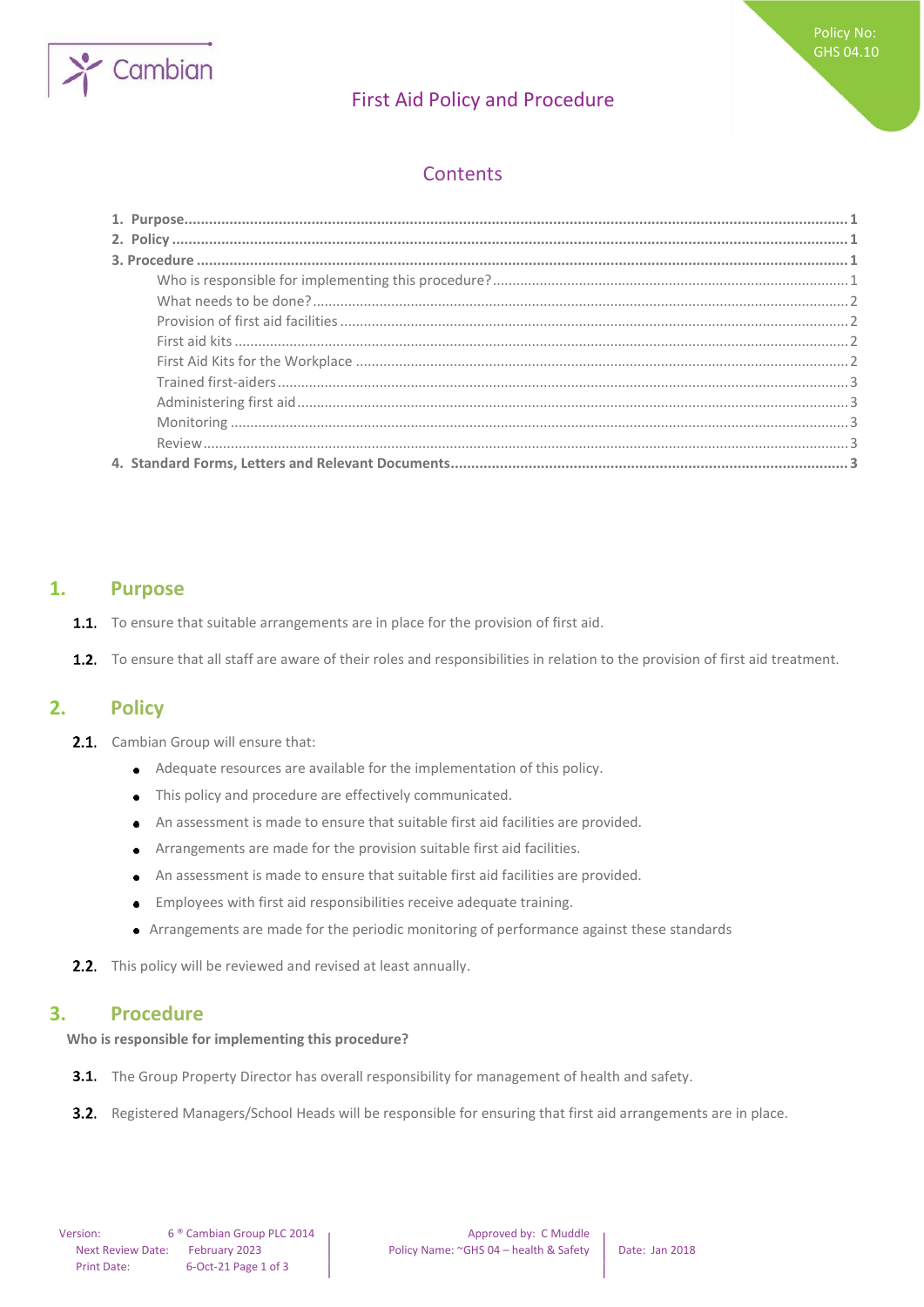Policy No: GHS 04.10

# First Aid Policy and Procedure

## Contents

1. Purpose ... 1
2. Policy ... 1
3. Procedure ... 1
   - Who is responsible for implementing this procedure? ... 1
   - What needs to be done? ... 2
   - Provision of first aid facilities ... 2
   - First aid kits ... 2
   - First Aid Kits for the Workplace ... 2
   - Trained first-aiders ... 3
   - Administering first aid ... 3
   - Monitoring ... 3
   - Review ... 3
4. Standard Forms, Letters and Relevant Documents ... 3

## 1. Purpose

**1.1.** To ensure that suitable arrangements are in place for the provision of first aid.

**1.2.** To ensure that all staff are aware of their roles and responsibilities in relation to the provision of first aid treatment.

## 2. Policy

**2.1.** Cambian Group will ensure that:

- Adequate resources are available for the implementation of this policy.
- This policy and procedure are effectively communicated.
- An assessment is made to ensure that suitable first aid facilities are provided.
- Arrangements are made for the provision suitable first aid facilities.
- An assessment is made to ensure that suitable first aid facilities are provided.
- Employees with first aid responsibilities receive adequate training.
- Arrangements are made for the periodic monitoring of performance against these standards

**2.2.** This policy will be reviewed and revised at least annually.

## 3. Procedure

**Who is responsible for implementing this procedure?**

**3.1.** The Group Property Director has overall responsibility for management of health and safety.

**3.2.** Registered Managers/School Heads will be responsible for ensuring that first aid arrangements are in place.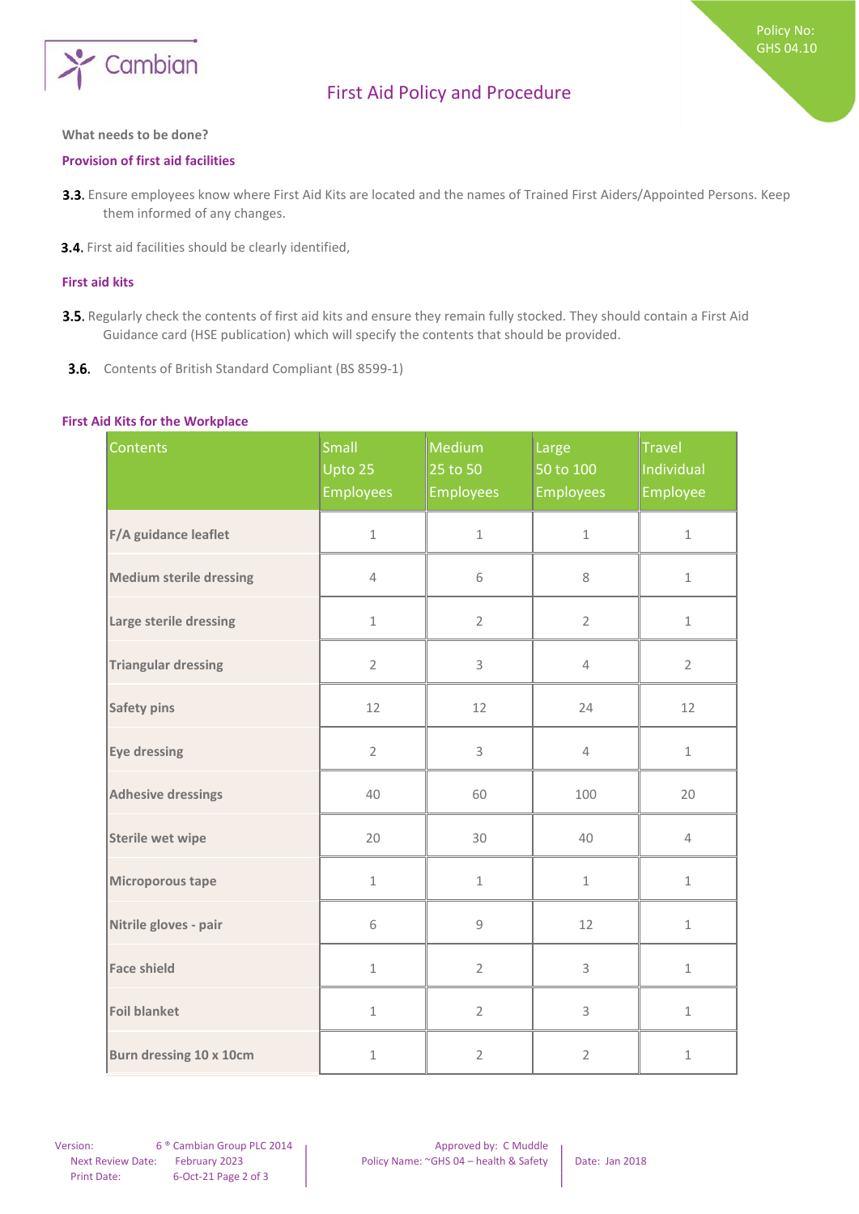**What needs to be done?**

**Provision of first aid facilities**

**3.3.** Ensure employees know where First Aid Kits are located and the names of Trained First Aiders/Appointed Persons. Keep them informed of any changes.

**3.4.** First aid facilities should be clearly identified,

**First aid kits**

**3.5.** Regularly check the contents of first aid kits and ensure they remain fully stocked. They should contain a First Aid Guidance card (HSE publication) which will specify the contents that should be provided.

**3.6.** Contents of British Standard Compliant (BS 8599-1)

**First Aid Kits for the Workplace**

| Contents | Small Upto 25 Employees | Medium 25 to 50 Employees | Large 50 to 100 Employees | Travel Individual Employee |
|---|---|---|---|---|
| **F/A guidance leaflet** | 1 | 1 | 1 | 1 |
| **Medium sterile dressing** | 4 | 6 | 8 | 1 |
| **Large sterile dressing** | 1 | 2 | 2 | 1 |
| **Triangular dressing** | 2 | 3 | 4 | 2 |
| **Safety pins** | 12 | 12 | 24 | 12 |
| **Eye dressing** | 2 | 3 | 4 | 1 |
| **Adhesive dressings** | 40 | 60 | 100 | 20 |
| **Sterile wet wipe** | 20 | 30 | 40 | 4 |
| **Microporous tape** | 1 | 1 | 1 | 1 |
| **Nitrile gloves - pair** | 6 | 9 | 12 | 1 |
| **Face shield** | 1 | 2 | 3 | 1 |
| **Foil blanket** | 1 | 2 | 3 | 1 |
| **Burn dressing 10 x 10cm** | 1 | 2 | 2 | 1 |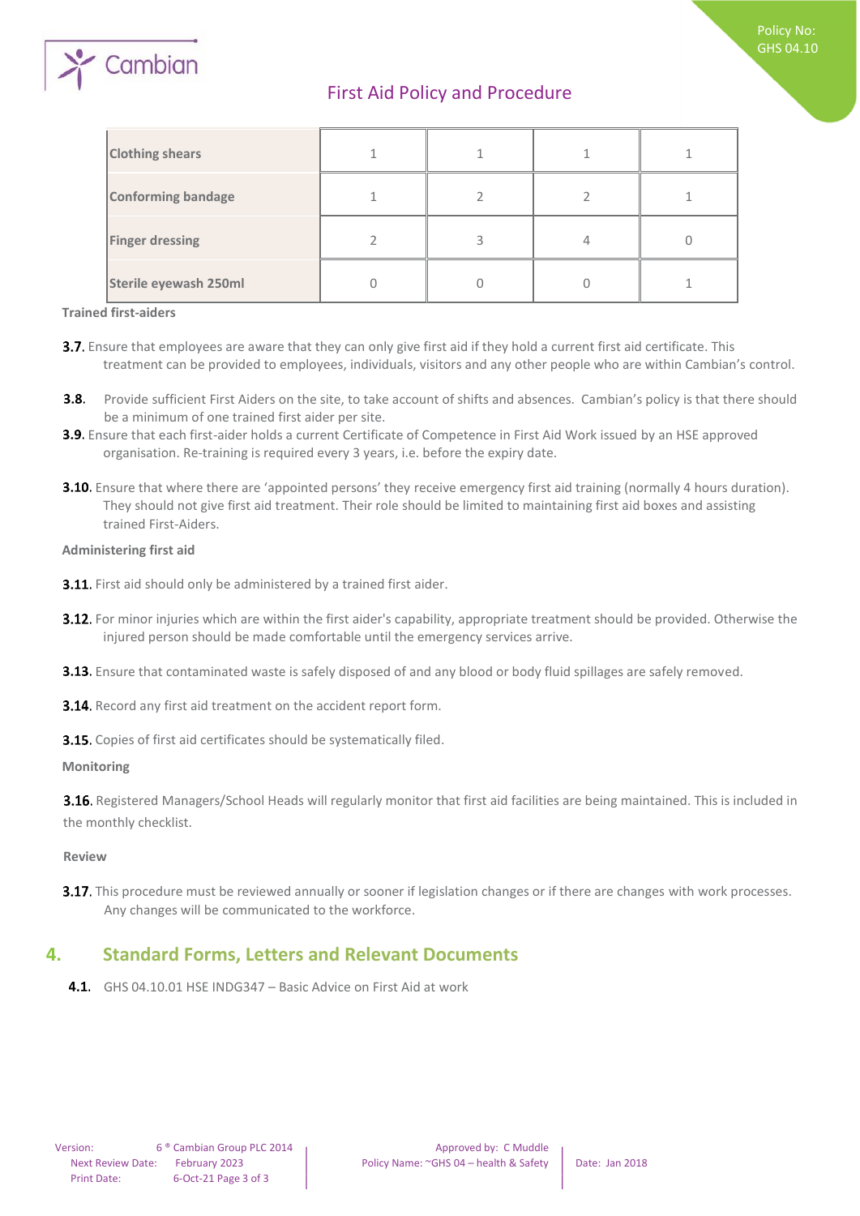| | | | | |
|---|---|---|---|---|
| **Clothing shears** | 1 | 1 | 1 | 1 |
| **Conforming bandage** | 1 | 2 | 2 | 1 |
| **Finger dressing** | 2 | 3 | 4 | 0 |
| **Sterile eyewash 250ml** | 0 | 0 | 0 | 1 |

**Trained first-aiders**

**3.7.** Ensure that employees are aware that they can only give first aid if they hold a current first aid certificate. This treatment can be provided to employees, individuals, visitors and any other people who are within Cambian's control.

**3.8.** Provide sufficient First Aiders on the site, to take account of shifts and absences. Cambian's policy is that there should be a minimum of one trained first aider per site.

**3.9.** Ensure that each first-aider holds a current Certificate of Competence in First Aid Work issued by an HSE approved organisation. Re-training is required every 3 years, i.e. before the expiry date.

**3.10.** Ensure that where there are 'appointed persons' they receive emergency first aid training (normally 4 hours duration). They should not give first aid treatment. Their role should be limited to maintaining first aid boxes and assisting trained First-Aiders.

**Administering first aid**

**3.11.** First aid should only be administered by a trained first aider.

**3.12.** For minor injuries which are within the first aider's capability, appropriate treatment should be provided. Otherwise the injured person should be made comfortable until the emergency services arrive.

**3.13.** Ensure that contaminated waste is safely disposed of and any blood or body fluid spillages are safely removed.

**3.14.** Record any first aid treatment on the accident report form.

**3.15.** Copies of first aid certificates should be systematically filed.

**Monitoring**

**3.16.** Registered Managers/School Heads will regularly monitor that first aid facilities are being maintained. This is included in the monthly checklist.

**Review**

**3.17.** This procedure must be reviewed annually or sooner if legislation changes or if there are changes with work processes. Any changes will be communicated to the workforce.

## 4. Standard Forms, Letters and Relevant Documents

**4.1.** GHS 04.10.01 HSE INDG347 – Basic Advice on First Aid at work